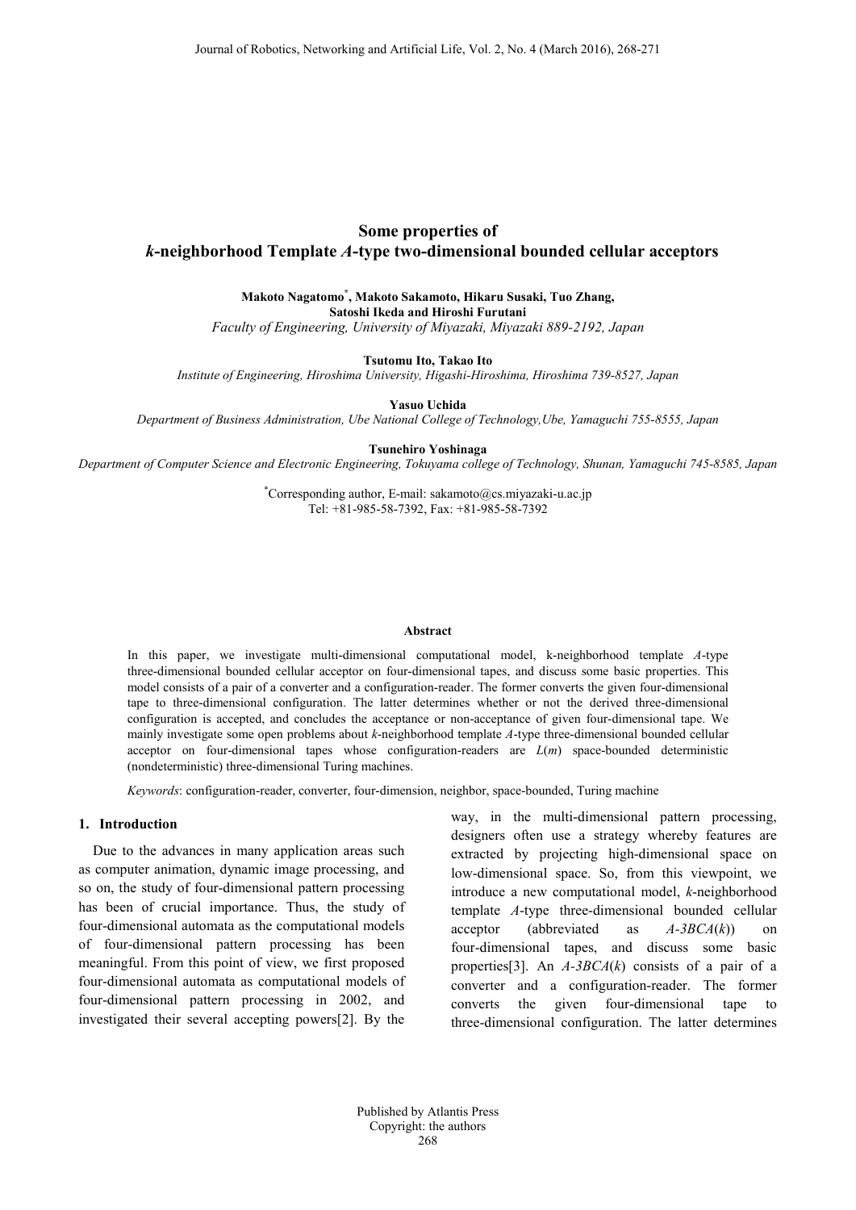# Some properties of
# *k*-neighborhood Template *A*-type two-dimensional bounded cellular acceptors

**Makoto Nagatomo[*], Makoto Sakamoto, Hikaru Susaki, Tuo Zhang, Satoshi Ikeda and Hiroshi Furutani**

*Faculty of Engineering, University of Miyazaki, Miyazaki 889-2192, Japan*

**Tsutomu Ito, Takao Ito**

*Institute of Engineering, Hiroshima University, Higashi-Hiroshima, Hiroshima 739-8527, Japan*

**Yasuo Uchida**

*Department of Business Administration, Ube National College of Technology,Ube, Yamaguchi 755-8555, Japan*

**Tsunehiro Yoshinaga**

*Department of Computer Science and Electronic Engineering, Tokuyama college of Technology, Shunan, Yamaguchi 745-8585, Japan*

[*]Corresponding author, E-mail: sakamoto@cs.miyazaki-u.ac.jp
Tel: +81-985-58-7392, Fax: +81-985-58-7392

**Abstract**

In this paper, we investigate multi-dimensional computational model, k-neighborhood template *A*-type three-dimensional bounded cellular acceptor on four-dimensional tapes, and discuss some basic properties. This model consists of a pair of a converter and a configuration-reader. The former converts the given four-dimensional tape to three-dimensional configuration. The latter determines whether or not the derived three-dimensional configuration is accepted, and concludes the acceptance or non-acceptance of given four-dimensional tape. We mainly investigate some open problems about *k*-neighborhood template *A*-type three-dimensional bounded cellular acceptor on four-dimensional tapes whose configuration-readers are $L(m)$ space-bounded deterministic (nondeterministic) three-dimensional Turing machines.

*Keywords*: configuration-reader, converter, four-dimension, neighbor, space-bounded, Turing machine

## 1. Introduction

Due to the advances in many application areas such as computer animation, dynamic image processing, and so on, the study of four-dimensional pattern processing has been of crucial importance. Thus, the study of four-dimensional automata as the computational models of four-dimensional pattern processing has been meaningful. From this point of view, we first proposed four-dimensional automata as computational models of four-dimensional pattern processing in 2002, and investigated their several accepting powers[2]. By the way, in the multi-dimensional pattern processing, designers often use a strategy whereby features are extracted by projecting high-dimensional space on low-dimensional space. So, from this viewpoint, we introduce a new computational model, *k*-neighborhood template *A*-type three-dimensional bounded cellular acceptor (abbreviated as *A-3BCA*(*k*)) on four-dimensional tapes, and discuss some basic properties[3]. An *A-3BCA*(*k*) consists of a pair of a converter and a configuration-reader. The former converts the given four-dimensional tape to three-dimensional configuration. The latter determines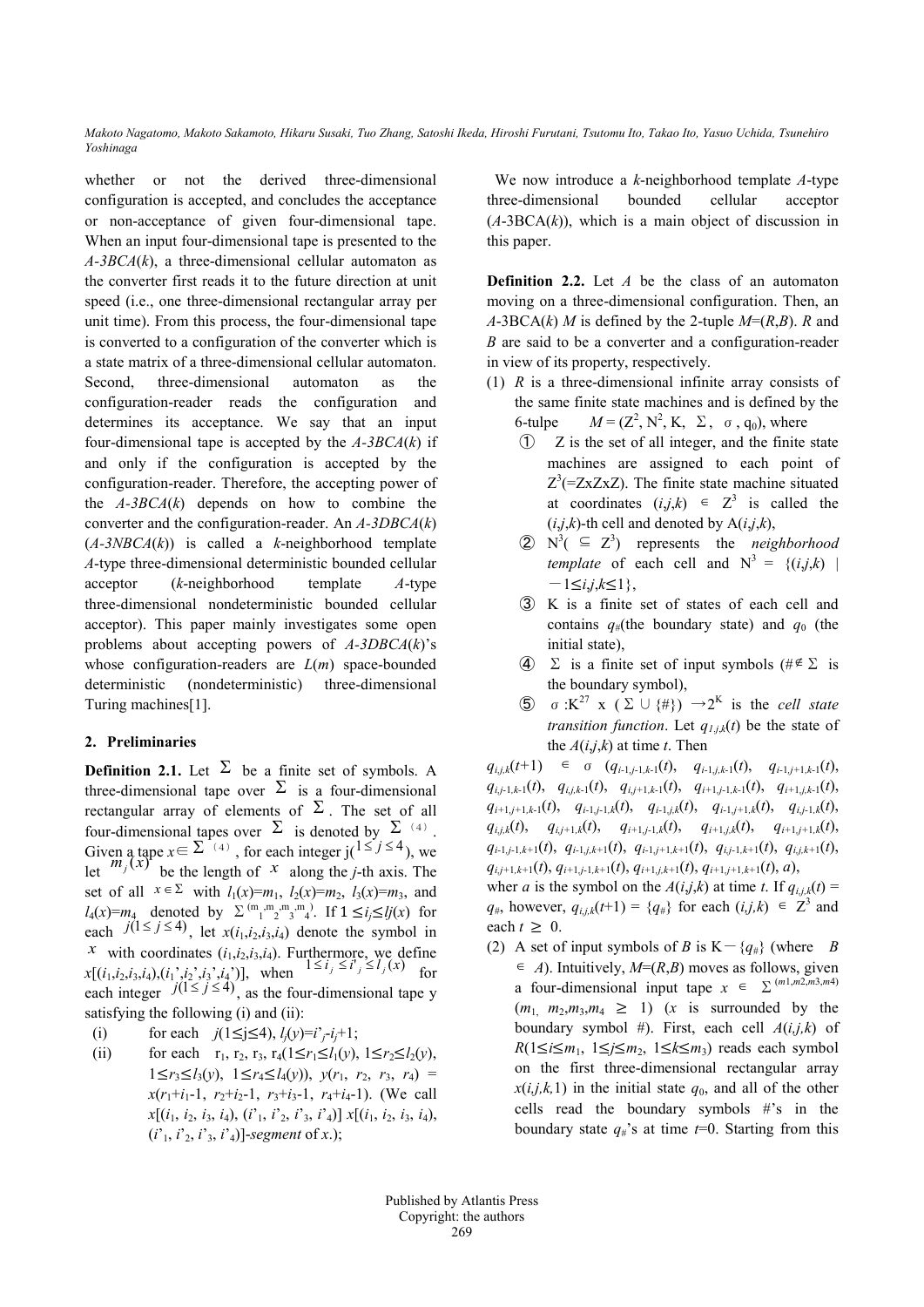whether or not the derived three-dimensional configuration is accepted, and concludes the acceptance or non-acceptance of given four-dimensional tape. When an input four-dimensional tape is presented to the *A-3BCA*($k$), a three-dimensional cellular automaton as the converter first reads it to the future direction at unit speed (i.e., one three-dimensional rectangular array per unit time). From this process, the four-dimensional tape is converted to a configuration of the converter which is a state matrix of a three-dimensional cellular automaton. Second, three-dimensional automaton as the configuration-reader reads the configuration and determines its acceptance. We say that an input four-dimensional tape is accepted by the *A-3BCA*($k$) if and only if the configuration is accepted by the configuration-reader. Therefore, the accepting power of the *A-3BCA*($k$) depends on how to combine the converter and the configuration-reader. An *A-3DBCA*($k$) (*A-3NBCA*($k$)) is called a $k$-neighborhood template *A*-type three-dimensional deterministic bounded cellular acceptor ($k$-neighborhood template *A*-type three-dimensional nondeterministic bounded cellular acceptor). This paper mainly investigates some open problems about accepting powers of *A-3DBCA*($k$)'s whose configuration-readers are $L(m)$ space-bounded deterministic (nondeterministic) three-dimensional Turing machines[1].

## 2. Preliminaries

**Definition 2.1.** Let $\Sigma$ be a finite set of symbols. A three-dimensional tape over $\Sigma$ is a four-dimensional rectangular array of elements of $\Sigma$. The set of all four-dimensional tapes over $\Sigma$ is denoted by $\Sigma^{(4)}$. Given a tape $x \in \Sigma^{(4)}$, for each integer $j(1 \le j \le 4)$, we let $m_j(x)$ be the length of $x$ along the $j$-th axis. The set of all $x \in \Sigma$ with $l_1(x)=m_1$, $l_2(x)=m_2$, $l_3(x)=m_3$, and $l_4(x)=m_4$ denoted by $\Sigma^{(m_1,m_2,m_3,m_4)}$. If $1 \le i_j \le l_j(x)$ for each $j(1 \le j \le 4)$, let $x(i_1,i_2,i_3,i_4)$ denote the symbol in $x$ with coordinates $(i_1,i_2,i_3,i_4)$. Furthermore, we define $x[(i_1,i_2,i_3,i_4),(i_1',i_2',i_3',i_4')]$, when $1 \le i_j \le i'_j \le l_j(x)$ for each integer $j(1 \le j \le 4)$, as the four-dimensional tape y satisfying the following (i) and (ii):

(i) for each $j(1 \le j \le 4)$, $l_j(y)=i'_j-i_j+1$;

(ii) for each $r_1, r_2, r_3, r_4 (1 \le r_1 \le l_1(y), 1 \le r_2 \le l_2(y), 1 \le r_3 \le l_3(y), 1 \le r_4 \le l_4(y))$, $y(r_1, r_2, r_3, r_4) = x(r_1+i_1-1, r_2+i_2-1, r_3+i_3-1, r_4+i_4-1)$. (We call $x[(i_1, i_2, i_3, i_4), (i'_1, i'_2, i'_3, i'_4)]$ $x[(i_1, i_2, i_3, i_4), (i'_1, i'_2, i'_3, i'_4)]$-*segment* of $x$.);

We now introduce a $k$-neighborhood template *A*-type three-dimensional bounded cellular acceptor (*A*-3BCA($k$)), which is a main object of discussion in this paper.

**Definition 2.2.** Let *A* be the class of an automaton moving on a three-dimensional configuration. Then, an *A*-3BCA($k$) *M* is defined by the 2-tuple $M=(R,B)$. *R* and *B* are said to be a converter and a configuration-reader in view of its property, respectively.

(1) *R* is a three-dimensional infinite array consists of the same finite state machines and is defined by the 6-tulpe $M = (Z^2, N^2, K, \Sigma, \sigma, q_0)$, where

① Z is the set of all integer, and the finite state machines are assigned to each point of $Z^3(=Z\times Z\times Z)$. The finite state machine situated at coordinates $(i,j,k) \in Z^3$ is called the $(i,j,k)$-th cell and denoted by $A(i,j,k)$,

② $N^3 (\subseteq Z^3)$ represents the *neighborhood template* of each cell and $N^3 = \{(i,j,k) \mid -1 \le i,j,k \le 1\}$,

③ K is a finite set of states of each cell and contains $q_\#$(the boundary state) and $q_0$ (the initial state),

④ $\Sigma$ is a finite set of input symbols ($\# \notin \Sigma$ is the boundary symbol),

⑤ $\sigma : K^{27} \times (\Sigma \cup \{\#\}) \to 2^K$ is the *cell state transition function*. Let $q_{1,j,k}(t)$ be the state of the $A(i,j,k)$ at time $t$. Then

$q_{i,j,k}(t+1) \in \sigma$ ($q_{i-1,j-1,k-1}(t)$, $q_{i-1,j,k-1}(t)$, $q_{i-1,j+1,k-1}(t)$, $q_{i,j-1,k-1}(t)$, $q_{i,j,k-1}(t)$, $q_{i,j+1,k-1}(t)$, $q_{i+1,j-1,k-1}(t)$, $q_{i+1,j,k-1}(t)$, $q_{i+1,j+1,k-1}(t)$, $q_{i-1,j-1,k}(t)$, $q_{i-1,j,k}(t)$, $q_{i-1,j+1,k}(t)$, $q_{i,j-1,k}(t)$, $q_{i,j,k}(t)$, $q_{i,j+1,k}(t)$, $q_{i+1,j-1,k}(t)$, $q_{i+1,j,k}(t)$, $q_{i+1,j+1,k}(t)$, $q_{i-1,j-1,k+1}(t)$, $q_{i-1,j,k+1}(t)$, $q_{i-1,j+1,k+1}(t)$, $q_{i,j-1,k+1}(t)$, $q_{i,j,k+1}(t)$, $q_{i,j+1,k+1}(t)$, $q_{i+1,j-1,k+1}(t)$, $q_{i+1,j,k+1}(t)$, $q_{i+1,j+1,k+1}(t)$, $a$),

wher $a$ is the symbol on the $A(i,j,k)$ at time $t$. If $q_{i,j,k}(t) = q_\#$, however, $q_{i,j,k}(t+1) = \{q_\#\}$ for each $(i,j,k) \in Z^3$ and each $t \ge 0$.

(2) A set of input symbols of *B* is $K - \{q_\#\}$ (where $B \in A$). Intuitively, $M=(R,B)$ moves as follows, given a four-dimensional input tape $x \in \Sigma^{(m1,m2,m3,m4)}$ ($m_1, m_2,m_3,m_4 \ge 1$) ($x$ is surrounded by the boundary symbol #). First, each cell $A(i,j,k)$ of $R(1 \le i \le m_1, 1 \le j \le m_2, 1 \le k \le m_3)$ reads each symbol on the first three-dimensional rectangular array $x(i,j,k,1)$ in the initial state $q_0$, and all of the other cells read the boundary symbols #'s in the boundary state $q_\#$'s at time $t$=0. Starting from this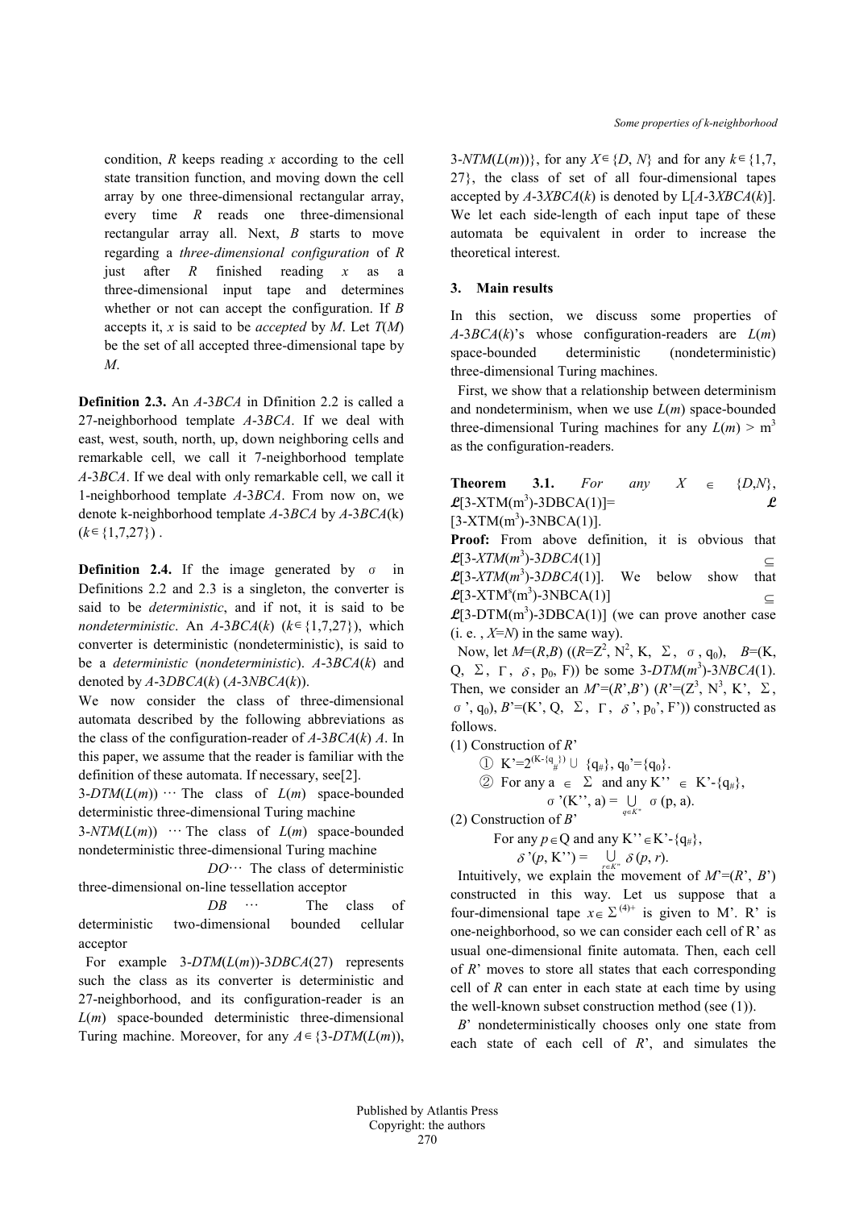condition, $R$ keeps reading $x$ according to the cell state transition function, and moving down the cell array by one three-dimensional rectangular array, every time $R$ reads one three-dimensional rectangular array all. Next, $B$ starts to move regarding a *three-dimensional configuration* of $R$ just after $R$ finished reading $x$ as a three-dimensional input tape and determines whether or not can accept the configuration. If $B$ accepts it, $x$ is said to be *accepted* by $M$. Let $T(M)$ be the set of all accepted three-dimensional tape by $M$.

**Definition 2.3.** An $A$-3$BCA$ in Dfinition 2.2 is called a 27-neighborhood template $A$-3$BCA$. If we deal with east, west, south, north, up, down neighboring cells and remarkable cell, we call it 7-neighborhood template $A$-3$BCA$. If we deal with only remarkable cell, we call it 1-neighborhood template $A$-3$BCA$. From now on, we denote k-neighborhood template $A$-3$BCA$ by $A$-3$BCA$(k) ($k \in \{1,7,27\}$) .

**Definition 2.4.** If the image generated by $\sigma$ in Definitions 2.2 and 2.3 is a singleton, the converter is said to be *deterministic*, and if not, it is said to be *nondeterministic*. An $A$-3$BCA$($k$) ($k \in \{1,7,27\}$), which converter is deterministic (nondeterministic), is said to be a *deterministic* (*nondeterministic*). $A$-3$BCA$($k$) and denoted by $A$-3$DBCA$($k$) ($A$-3$NBCA$($k$)).

We now consider the class of three-dimensional automata described by the following abbreviations as the class of the configuration-reader of $A$-3$BCA$($k$) $A$. In this paper, we assume that the reader is familiar with the definition of these automata. If necessary, see[2].

3-$DTM$($L$($m$)) ··· The class of $L$($m$) space-bounded deterministic three-dimensional Turing machine

3-$NTM$($L$($m$)) ··· The class of $L$($m$) space-bounded nondeterministic three-dimensional Turing machine

$DO$··· The class of deterministic three-dimensional on-line tessellation acceptor

$DB$ ··· The class of deterministic two-dimensional bounded cellular acceptor

For example 3-$DTM$($L$($m$))-3$DBCA$(27) represents such the class as its converter is deterministic and 27-neighborhood, and its configuration-reader is an $L$($m$) space-bounded deterministic three-dimensional Turing machine. Moreover, for any $A \in$ {3-$DTM$($L$($m$)), 3-$NTM$($L$($m$))}, for any $X \in \{D, N\}$ and for any $k \in \{1,7,27\}$, the class of set of all four-dimensional tapes accepted by $A$-3$XBCA$($k$) is denoted by L[$A$-3$XBCA$($k$)]. We let each side-length of each input tape of these automata be equivalent in order to increase the theoretical interest.

## 3. Main results

In this section, we discuss some properties of $A$-3$BCA$($k$)'s whose configuration-readers are $L$($m$) space-bounded deterministic (nondeterministic) three-dimensional Turing machines.

First, we show that a relationship between determinism and nondeterminism, when we use $L$($m$) space-bounded three-dimensional Turing machines for any $L(m) > m^3$ as the configuration-readers.

**Theorem 3.1.** *For any* $X \in \{D,N\}$, $\mathcal{L}$[3-XTM($m^3$)-3DBCA(1)]= $\mathcal{L}$[3-XTM($m^3$)-3NBCA(1)].

**Proof:** From above definition, it is obvious that $\mathcal{L}$[3-$XTM$($m^3$)-3$DBCA$(1)] $\subseteq$ $\mathcal{L}$[3-$XTM$($m^3$)-3$DBCA$(1)]. We below show that $\mathcal{L}$[3-$XTM^s$($m^3$)-3NBCA(1)] $\subseteq$ $\mathcal{L}$[3-DTM($m^3$)-3DBCA(1)] (we can prove another case (i. e. , $X$=$N$) in the same way).

Now, let $M$=($R$,$B$) (($R$=$Z^2$, $N^2$, K, $\Sigma$, $\sigma$, $q_0$), $B$=(K, Q, $\Sigma$, $\Gamma$, $\delta$, $p_0$, F)) be some 3-$DTM$($m^3$)-3$NBCA$(1). Then, we consider an $M'$=($R'$,$B'$) ($R'$=($Z^3$, $N^3$, K', $\Sigma$, $\sigma'$, $q_0$), $B'$=(K', Q, $\Sigma$, $\Gamma$, $\delta'$, $p_0'$, F')) constructed as follows.

(1) Construction of $R'$

① $K'=2^{(K-\{q_\#\})} \cup \{q_\#\}$, $q_0'=\{q_0\}$.

② For any $a \in \Sigma$ and any $K'' \in K'-\{q_\#\}$,

$$\sigma'(K'', a) = \bigcup_{q \in K''} \sigma(p, a).$$

(2) Construction of $B'$

For any $p \in Q$ and any $K'' \in K'-\{q_\#\}$,

$$\delta'(p, K'') = \bigcup_{r \in K''} \delta(p, r).$$

Intuitively, we explain the movement of $M'$=($R'$, $B'$) constructed in this way. Let us suppose that a four-dimensional tape $x \in \Sigma^{(4)+}$ is given to M'. R' is one-neighborhood, so we can consider each cell of R' as usual one-dimensional finite automata. Then, each cell of $R'$ moves to store all states that each corresponding cell of $R$ can enter in each state at each time by using the well-known subset construction method (see (1)).

$B'$ nondeterministically chooses only one state from each state of each cell of $R'$, and simulates the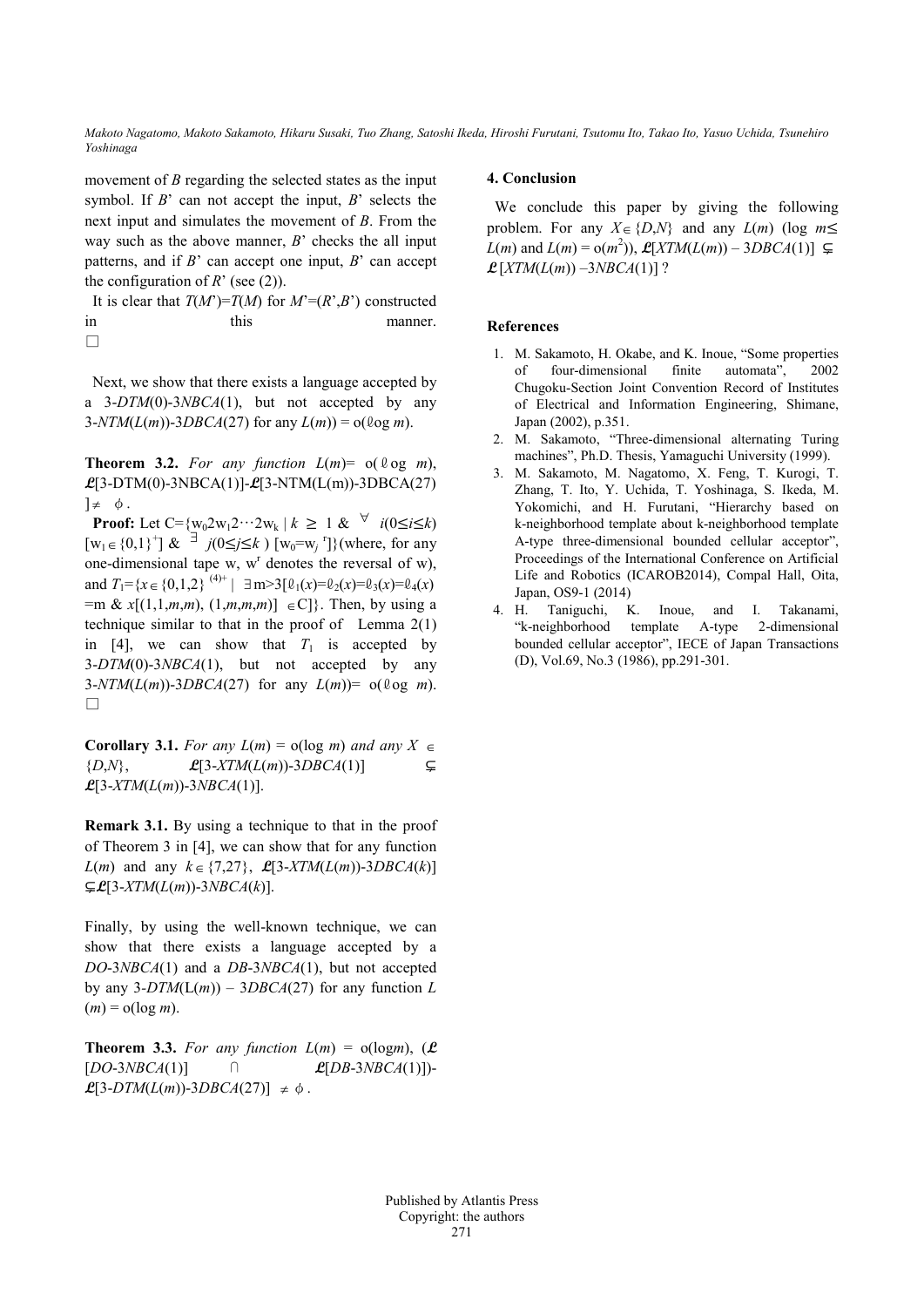movement of *B* regarding the selected states as the input symbol. If *B*' can not accept the input, *B*' selects the next input and simulates the movement of *B*. From the way such as the above manner, *B*' checks the all input patterns, and if *B*' can accept one input, *B*' can accept the configuration of *R*' (see (2)).

It is clear that $T(M') = T(M)$ for $M' = (R', B')$ constructed in this manner. □

Next, we show that there exists a language accepted by a 3-*DTM*(0)-3*NBCA*(1), but not accepted by any 3-*NTM*(*L*(*m*))-3*DBCA*(27) for any $L(m)) = o(\ell og\ m)$.

**Theorem 3.2.** *For any function* $L(m) = o(\ell og\ m)$, $\mathcal{L}$[3-DTM(0)-3NBCA(1)]-$\mathcal{L}$[3-NTM(L(m))-3DBCA(27)] $\neq \phi$.

**Proof:** Let $C = \{w_0 2 w_1 2 \cdots 2 w_k \mid k \geq 1\ \&\ {}^{\forall} i (0 \leq i \leq k)\ [w_1 \in \{0,1\}^+]\ \&\ {}^{\exists} j (0 \leq j \leq k)\ [w_0 = w_j^{\ r}]\}$(where, for any one-dimensional tape w, $w^r$ denotes the reversal of w), and $T_1 = \{x \in \{0,1,2\}^{(4)+} \mid \exists m > 3[\ell_1(x) = \ell_2(x) = \ell_3(x) = \ell_4(x) = m\ \&\ x[(1,1,m,m),(1,m,m,m)] \in C]\}$. Then, by using a technique similar to that in the proof of Lemma 2(1) in [4], we can show that $T_1$ is accepted by 3-*DTM*(0)-3*NBCA*(1), but not accepted by any 3-*NTM*(*L*(*m*))-3*DBCA*(27) for any $L(m)) = o(\ell og\ m)$. □

**Corollary 3.1.** *For any* $L(m) = o(\log m)$ *and any* $X \in \{D,N\}$, $\mathcal{L}$[3-*XTM*(*L*(*m*))-3*DBCA*(1)] $\subsetneq$ $\mathcal{L}$[3-*XTM*(*L*(*m*))-3*NBCA*(1)].

**Remark 3.1.** By using a technique to that in the proof of Theorem 3 in [4], we can show that for any function *L*(*m*) and any $k \in \{7,27\}$, $\mathcal{L}$[3-*XTM*(*L*(*m*))-3*DBCA*(*k*)] $\subsetneq$ $\mathcal{L}$[3-*XTM*(*L*(*m*))-3*NBCA*(*k*)].

Finally, by using the well-known technique, we can show that there exists a language accepted by a *DO*-3*NBCA*(1) and a *DB*-3*NBCA*(1), but not accepted by any 3-*DTM*(L(*m*)) – 3*DBCA*(27) for any function $L(m) = o(\log m)$.

**Theorem 3.3.** *For any function* $L(m) = o(\log m)$, ($\mathcal{L}$[*DO*-3*NBCA*(1)] $\cap$ $\mathcal{L}$[*DB*-3*NBCA*(1)])-$\mathcal{L}$[3-*DTM*(*L*(*m*))-3*DBCA*(27)] $\neq \phi$.

## 4. Conclusion

We conclude this paper by giving the following problem. For any $X \in \{D,N\}$ and any $L(m)$ ($\log m \leq L(m)$ and $L(m) = o(m^2)$), $\mathcal{L}$[*XTM*(*L*(*m*)) – 3*DBCA*(1)] $\subsetneq$ $\mathcal{L}$[*XTM*(*L*(*m*)) –3*NBCA*(1)] ?

## References

1. M. Sakamoto, H. Okabe, and K. Inoue, "Some properties of four-dimensional finite automata", 2002 Chugoku-Section Joint Convention Record of Institutes of Electrical and Information Engineering, Shimane, Japan (2002), p.351.
2. M. Sakamoto, "Three-dimensional alternating Turing machines", Ph.D. Thesis, Yamaguchi University (1999).
3. M. Sakamoto, M. Nagatomo, X. Feng, T. Kurogi, T. Zhang, T. Ito, Y. Uchida, T. Yoshinaga, S. Ikeda, M. Yokomichi, and H. Furutani, "Hierarchy based on k-neighborhood template about k-neighborhood template A-type three-dimensional bounded cellular acceptor", Proceedings of the International Conference on Artificial Life and Robotics (ICAROB2014), Compal Hall, Oita, Japan, OS9-1 (2014)
4. H. Taniguchi, K. Inoue, and I. Takanami, "k-neighborhood template A-type 2-dimensional bounded cellular acceptor", IECE of Japan Transactions (D), Vol.69, No.3 (1986), pp.291-301.